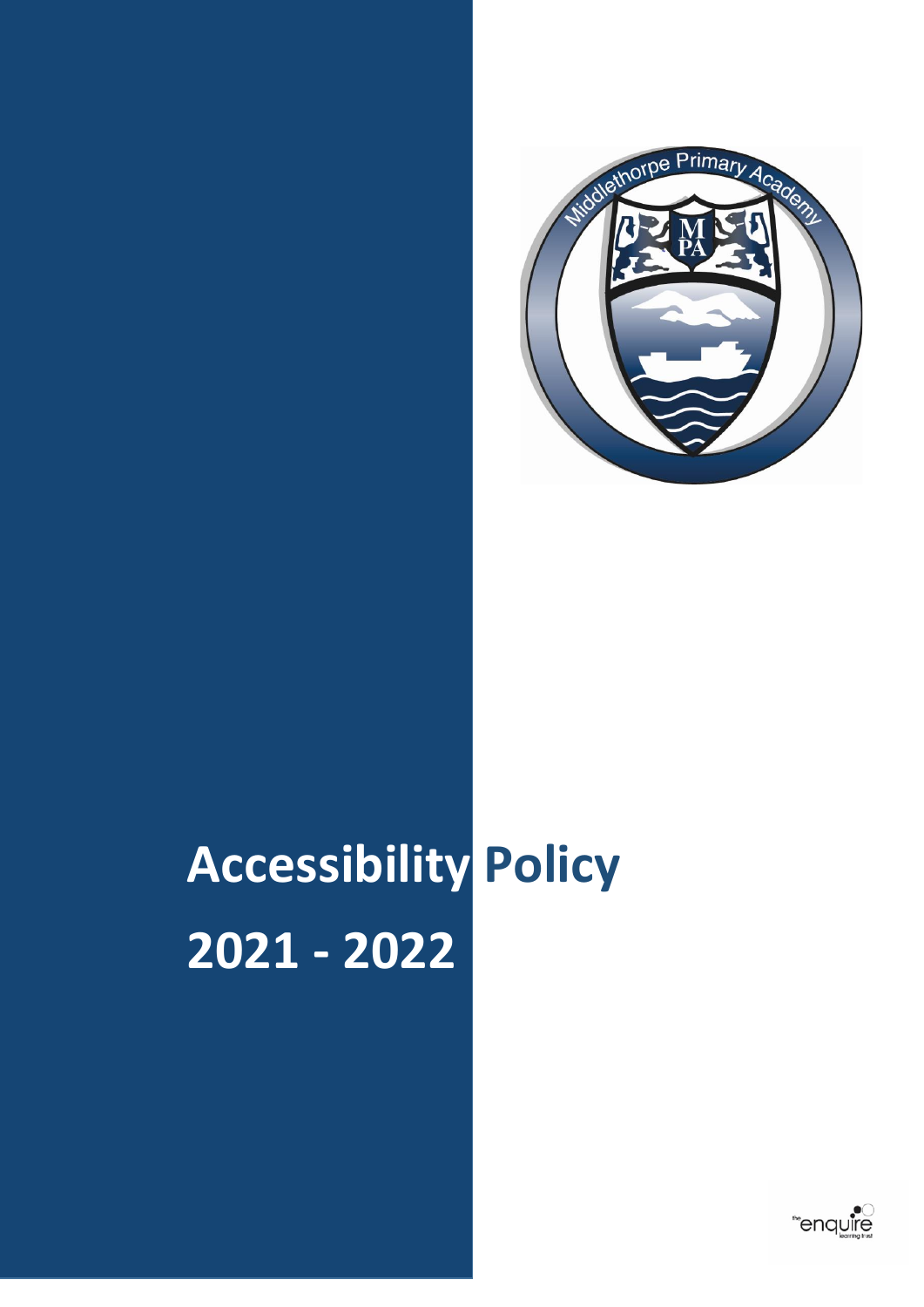# Accessibility Policy

# 2021 - 2022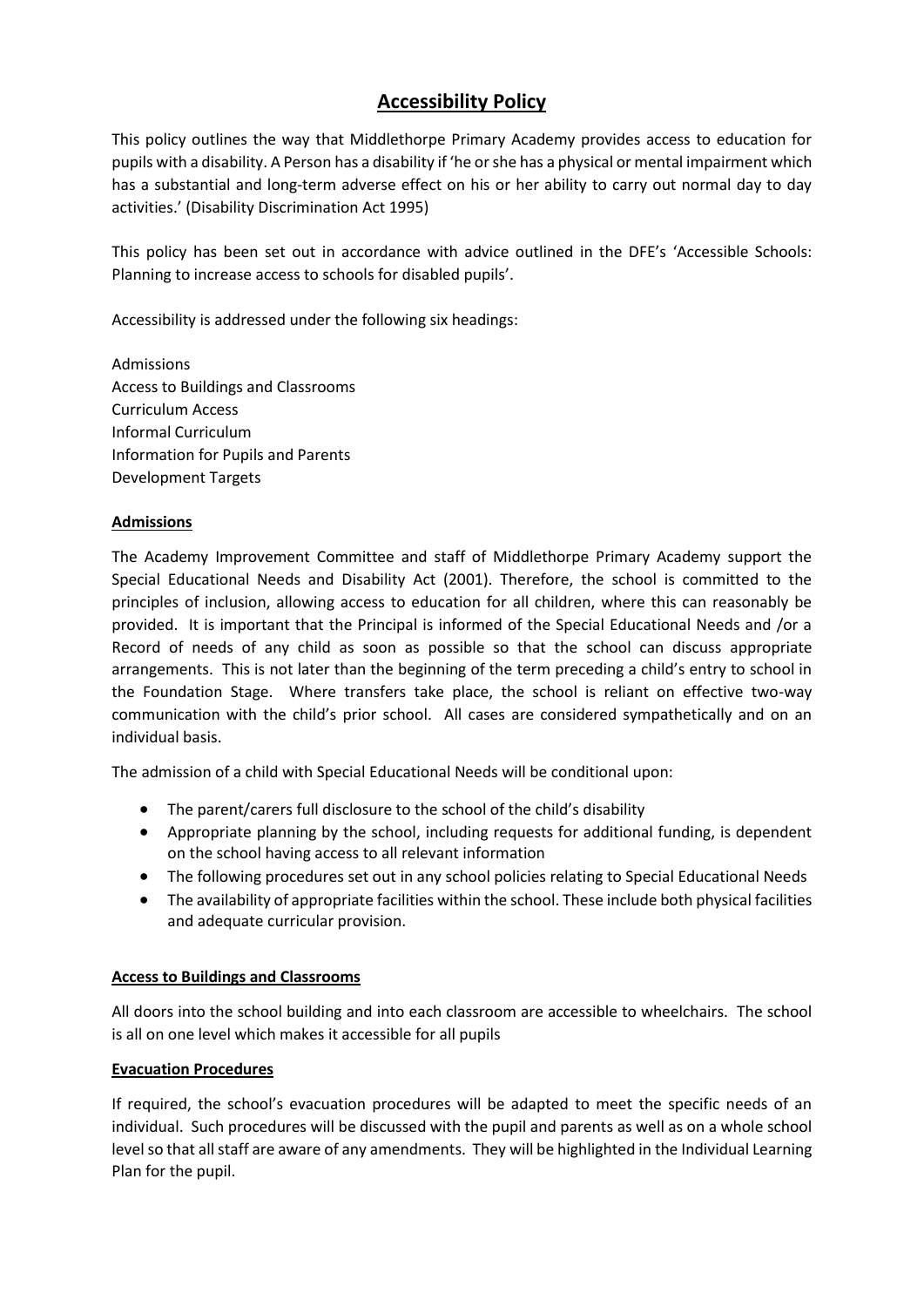# Accessibility Policy

This policy outlines the way that Middlethorpe Primary Academy provides access to education for pupils with a disability. A Person has a disability if 'he or she has a physical or mental impairment which has a substantial and long-term adverse effect on his or her ability to carry out normal day to day activities.' (Disability Discrimination Act 1995)

This policy has been set out in accordance with advice outlined in the DFE's 'Accessible Schools: Planning to increase access to schools for disabled pupils'.

Accessibility is addressed under the following six headings:

Admissions
Access to Buildings and Classrooms
Curriculum Access
Informal Curriculum
Information for Pupils and Parents
Development Targets

## Admissions

The Academy Improvement Committee and staff of Middlethorpe Primary Academy support the Special Educational Needs and Disability Act (2001). Therefore, the school is committed to the principles of inclusion, allowing access to education for all children, where this can reasonably be provided. It is important that the Principal is informed of the Special Educational Needs and /or a Record of needs of any child as soon as possible so that the school can discuss appropriate arrangements. This is not later than the beginning of the term preceding a child's entry to school in the Foundation Stage. Where transfers take place, the school is reliant on effective two-way communication with the child's prior school. All cases are considered sympathetically and on an individual basis.

The admission of a child with Special Educational Needs will be conditional upon:

- The parent/carers full disclosure to the school of the child's disability
- Appropriate planning by the school, including requests for additional funding, is dependent on the school having access to all relevant information
- The following procedures set out in any school policies relating to Special Educational Needs
- The availability of appropriate facilities within the school. These include both physical facilities and adequate curricular provision.

## Access to Buildings and Classrooms

All doors into the school building and into each classroom are accessible to wheelchairs. The school is all on one level which makes it accessible for all pupils

## Evacuation Procedures

If required, the school's evacuation procedures will be adapted to meet the specific needs of an individual. Such procedures will be discussed with the pupil and parents as well as on a whole school level so that all staff are aware of any amendments. They will be highlighted in the Individual Learning Plan for the pupil.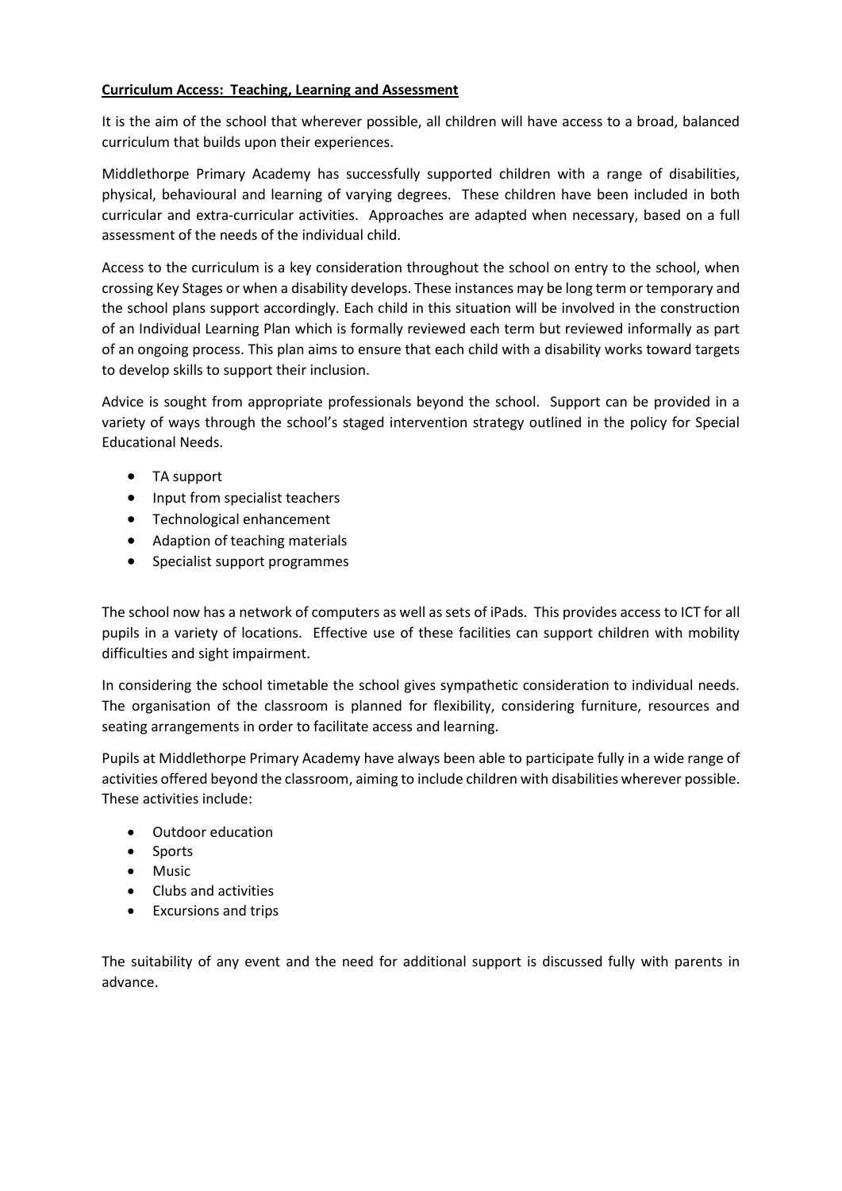**Curriculum Access: Teaching, Learning and Assessment**

It is the aim of the school that wherever possible, all children will have access to a broad, balanced curriculum that builds upon their experiences.

Middlethorpe Primary Academy has successfully supported children with a range of disabilities, physical, behavioural and learning of varying degrees. These children have been included in both curricular and extra-curricular activities. Approaches are adapted when necessary, based on a full assessment of the needs of the individual child.

Access to the curriculum is a key consideration throughout the school on entry to the school, when crossing Key Stages or when a disability develops. These instances may be long term or temporary and the school plans support accordingly. Each child in this situation will be involved in the construction of an Individual Learning Plan which is formally reviewed each term but reviewed informally as part of an ongoing process. This plan aims to ensure that each child with a disability works toward targets to develop skills to support their inclusion.

Advice is sought from appropriate professionals beyond the school. Support can be provided in a variety of ways through the school's staged intervention strategy outlined in the policy for Special Educational Needs.

- TA support
- Input from specialist teachers
- Technological enhancement
- Adaption of teaching materials
- Specialist support programmes

The school now has a network of computers as well as sets of iPads. This provides access to ICT for all pupils in a variety of locations. Effective use of these facilities can support children with mobility difficulties and sight impairment.

In considering the school timetable the school gives sympathetic consideration to individual needs. The organisation of the classroom is planned for flexibility, considering furniture, resources and seating arrangements in order to facilitate access and learning.

Pupils at Middlethorpe Primary Academy have always been able to participate fully in a wide range of activities offered beyond the classroom, aiming to include children with disabilities wherever possible. These activities include:

- Outdoor education
- Sports
- Music
- Clubs and activities
- Excursions and trips

The suitability of any event and the need for additional support is discussed fully with parents in advance.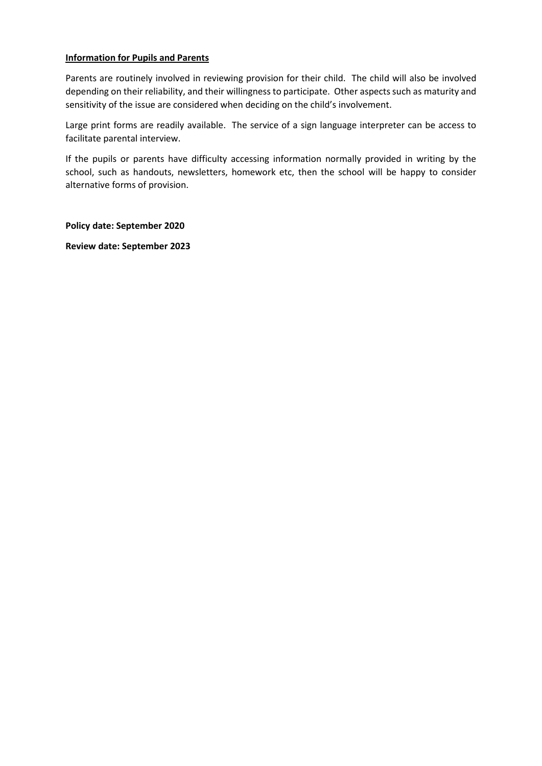**Information for Pupils and Parents**

Parents are routinely involved in reviewing provision for their child. The child will also be involved depending on their reliability, and their willingness to participate. Other aspects such as maturity and sensitivity of the issue are considered when deciding on the child's involvement.

Large print forms are readily available. The service of a sign language interpreter can be access to facilitate parental interview.

If the pupils or parents have difficulty accessing information normally provided in writing by the school, such as handouts, newsletters, homework etc, then the school will be happy to consider alternative forms of provision.

**Policy date: September 2020**

**Review date: September 2023**